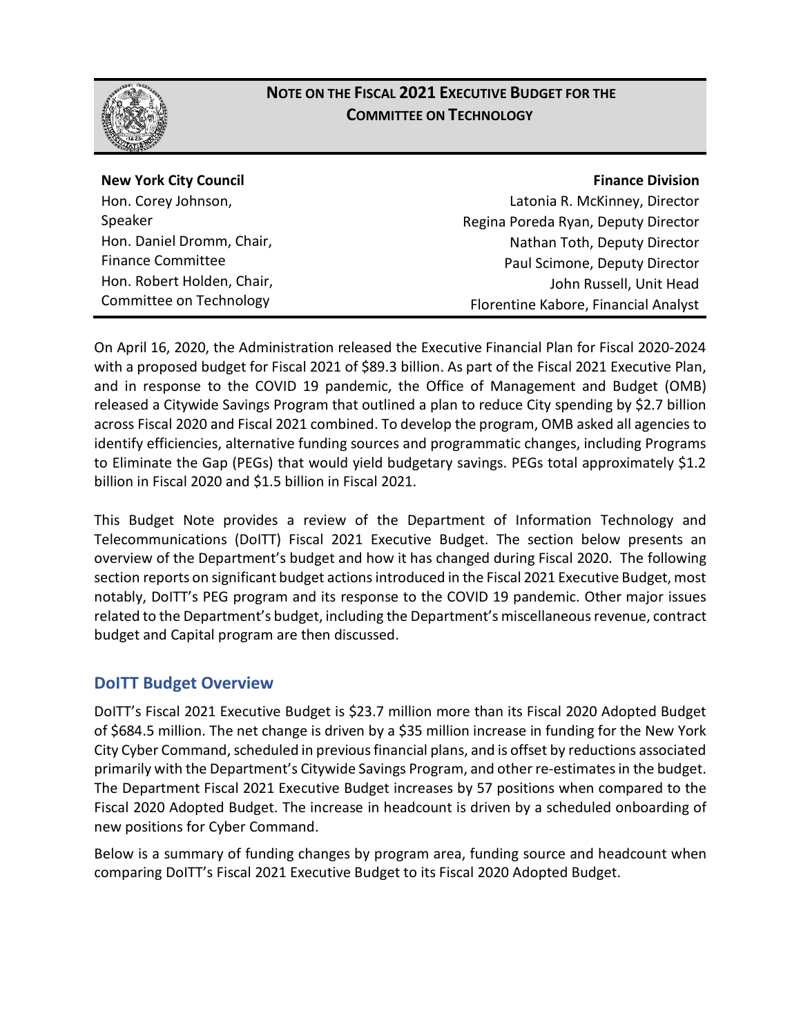# NOTE ON THE FISCAL 2021 EXECUTIVE BUDGET FOR THE COMMITTEE ON TECHNOLOGY

**New York City Council**
Hon. Corey Johnson, Speaker
Hon. Daniel Dromm, Chair, Finance Committee
Hon. Robert Holden, Chair, Committee on Technology

**Finance Division**
Latonia R. McKinney, Director
Regina Poreda Ryan, Deputy Director
Nathan Toth, Deputy Director
Paul Scimone, Deputy Director
John Russell, Unit Head
Florentine Kabore, Financial Analyst

On April 16, 2020, the Administration released the Executive Financial Plan for Fiscal 2020-2024 with a proposed budget for Fiscal 2021 of $89.3 billion. As part of the Fiscal 2021 Executive Plan, and in response to the COVID 19 pandemic, the Office of Management and Budget (OMB) released a Citywide Savings Program that outlined a plan to reduce City spending by $2.7 billion across Fiscal 2020 and Fiscal 2021 combined. To develop the program, OMB asked all agencies to identify efficiencies, alternative funding sources and programmatic changes, including Programs to Eliminate the Gap (PEGs) that would yield budgetary savings. PEGs total approximately $1.2 billion in Fiscal 2020 and $1.5 billion in Fiscal 2021.

This Budget Note provides a review of the Department of Information Technology and Telecommunications (DoITT) Fiscal 2021 Executive Budget. The section below presents an overview of the Department's budget and how it has changed during Fiscal 2020. The following section reports on significant budget actions introduced in the Fiscal 2021 Executive Budget, most notably, DoITT's PEG program and its response to the COVID 19 pandemic. Other major issues related to the Department's budget, including the Department's miscellaneous revenue, contract budget and Capital program are then discussed.

## DoITT Budget Overview

DoITT's Fiscal 2021 Executive Budget is $23.7 million more than its Fiscal 2020 Adopted Budget of $684.5 million. The net change is driven by a $35 million increase in funding for the New York City Cyber Command, scheduled in previous financial plans, and is offset by reductions associated primarily with the Department's Citywide Savings Program, and other re-estimates in the budget. The Department Fiscal 2021 Executive Budget increases by 57 positions when compared to the Fiscal 2020 Adopted Budget. The increase in headcount is driven by a scheduled onboarding of new positions for Cyber Command.

Below is a summary of funding changes by program area, funding source and headcount when comparing DoITT's Fiscal 2021 Executive Budget to its Fiscal 2020 Adopted Budget.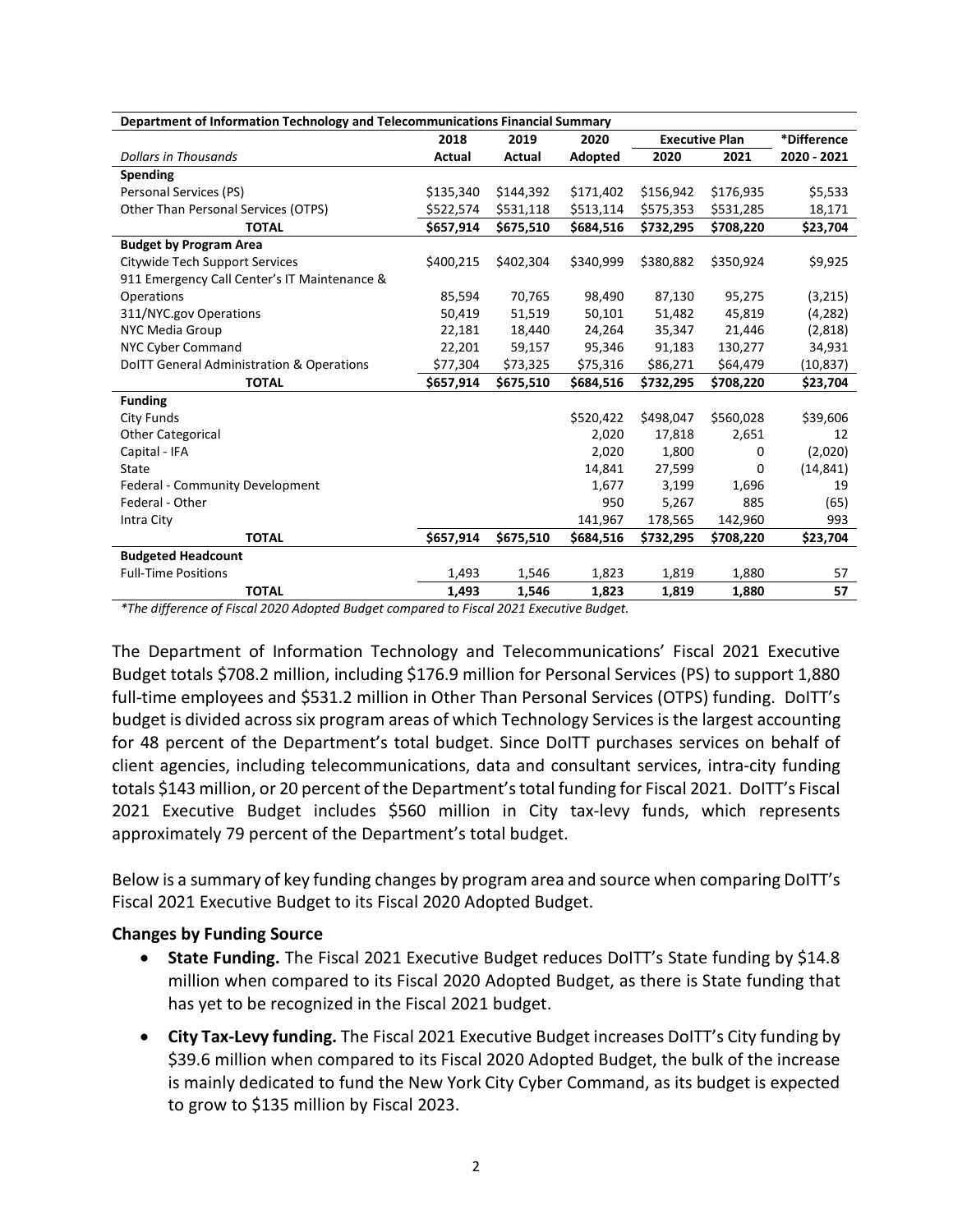| Department of Information Technology and Telecommunications Financial Summary | | | | | | |
|---|---|---|---|---|---|---|
| | 2018 | 2019 | 2020 | Executive Plan | | *Difference |
| *Dollars in Thousands* | Actual | Actual | Adopted | 2020 | 2021 | 2020 - 2021 |
| **Spending** | | | | | | |
| Personal Services (PS) | $135,340 | $144,392 | $171,402 | $156,942 | $176,935 | $5,533 |
| Other Than Personal Services (OTPS) | $522,574 | $531,118 | $513,114 | $575,353 | $531,285 | 18,171 |
| **TOTAL** | **$657,914** | **$675,510** | **$684,516** | **$732,295** | **$708,220** | **$23,704** |
| **Budget by Program Area** | | | | | | |
| Citywide Tech Support Services | $400,215 | $402,304 | $340,999 | $380,882 | $350,924 | $9,925 |
| 911 Emergency Call Center's IT Maintenance & Operations | 85,594 | 70,765 | 98,490 | 87,130 | 95,275 | (3,215) |
| 311/NYC.gov Operations | 50,419 | 51,519 | 50,101 | 51,482 | 45,819 | (4,282) |
| NYC Media Group | 22,181 | 18,440 | 24,264 | 35,347 | 21,446 | (2,818) |
| NYC Cyber Command | 22,201 | 59,157 | 95,346 | 91,183 | 130,277 | 34,931 |
| DoITT General Administration & Operations | $77,304 | $73,325 | $75,316 | $86,271 | $64,479 | (10,837) |
| **TOTAL** | **$657,914** | **$675,510** | **$684,516** | **$732,295** | **$708,220** | **$23,704** |
| **Funding** | | | | | | |
| City Funds | | | $520,422 | $498,047 | $560,028 | $39,606 |
| Other Categorical | | | 2,020 | 17,818 | 2,651 | 12 |
| Capital - IFA | | | 2,020 | 1,800 | 0 | (2,020) |
| State | | | 14,841 | 27,599 | 0 | (14,841) |
| Federal - Community Development | | | 1,677 | 3,199 | 1,696 | 19 |
| Federal - Other | | | 950 | 5,267 | 885 | (65) |
| Intra City | | | 141,967 | 178,565 | 142,960 | 993 |
| **TOTAL** | **$657,914** | **$675,510** | **$684,516** | **$732,295** | **$708,220** | **$23,704** |
| **Budgeted Headcount** | | | | | | |
| Full-Time Positions | 1,493 | 1,546 | 1,823 | 1,819 | 1,880 | 57 |
| **TOTAL** | **1,493** | **1,546** | **1,823** | **1,819** | **1,880** | **57** |

*\*The difference of Fiscal 2020 Adopted Budget compared to Fiscal 2021 Executive Budget.*

The Department of Information Technology and Telecommunications' Fiscal 2021 Executive Budget totals $708.2 million, including $176.9 million for Personal Services (PS) to support 1,880 full-time employees and $531.2 million in Other Than Personal Services (OTPS) funding. DoITT's budget is divided across six program areas of which Technology Services is the largest accounting for 48 percent of the Department's total budget. Since DoITT purchases services on behalf of client agencies, including telecommunications, data and consultant services, intra-city funding totals $143 million, or 20 percent of the Department's total funding for Fiscal 2021. DoITT's Fiscal 2021 Executive Budget includes $560 million in City tax-levy funds, which represents approximately 79 percent of the Department's total budget.

Below is a summary of key funding changes by program area and source when comparing DoITT's Fiscal 2021 Executive Budget to its Fiscal 2020 Adopted Budget.

### Changes by Funding Source

- **State Funding.** The Fiscal 2021 Executive Budget reduces DoITT's State funding by $14.8 million when compared to its Fiscal 2020 Adopted Budget, as there is State funding that has yet to be recognized in the Fiscal 2021 budget.
- **City Tax-Levy funding.** The Fiscal 2021 Executive Budget increases DoITT's City funding by $39.6 million when compared to its Fiscal 2020 Adopted Budget, the bulk of the increase is mainly dedicated to fund the New York City Cyber Command, as its budget is expected to grow to $135 million by Fiscal 2023.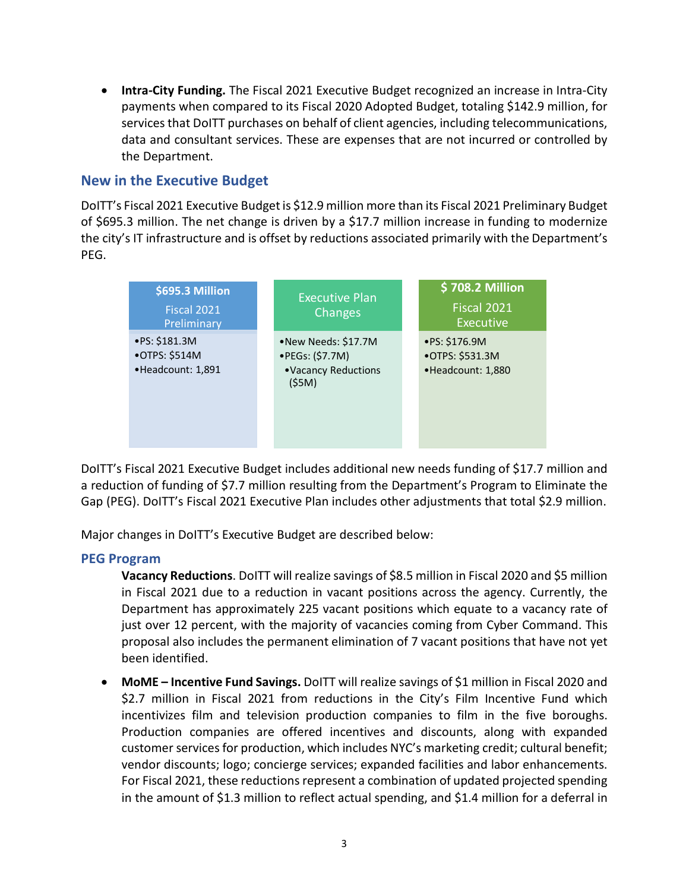- **Intra-City Funding.** The Fiscal 2021 Executive Budget recognized an increase in Intra-City payments when compared to its Fiscal 2020 Adopted Budget, totaling $142.9 million, for services that DoITT purchases on behalf of client agencies, including telecommunications, data and consultant services. These are expenses that are not incurred or controlled by the Department.

## New in the Executive Budget

DoITT's Fiscal 2021 Executive Budget is $12.9 million more than its Fiscal 2021 Preliminary Budget of $695.3 million. The net change is driven by a $17.7 million increase in funding to modernize the city's IT infrastructure and is offset by reductions associated primarily with the Department's PEG.

| $695.3 Million<br>Fiscal 2021 Preliminary | Executive Plan Changes | $ 708.2 Million<br>Fiscal 2021 Executive |
|---|---|---|
| •PS: $181.3M<br>•OTPS: $514M<br>•Headcount: 1,891 | •New Needs: $17.7M<br>•PEGs: ($7.7M)<br>•Vacancy Reductions ($5M) | •PS: $176.9M<br>•OTPS: $531.3M<br>•Headcount: 1,880 |

DoITT's Fiscal 2021 Executive Budget includes additional new needs funding of $17.7 million and a reduction of funding of $7.7 million resulting from the Department's Program to Eliminate the Gap (PEG). DoITT's Fiscal 2021 Executive Plan includes other adjustments that total $2.9 million.

Major changes in DoITT's Executive Budget are described below:

### PEG Program

**Vacancy Reductions**. DoITT will realize savings of $8.5 million in Fiscal 2020 and $5 million in Fiscal 2021 due to a reduction in vacant positions across the agency. Currently, the Department has approximately 225 vacant positions which equate to a vacancy rate of just over 12 percent, with the majority of vacancies coming from Cyber Command. This proposal also includes the permanent elimination of 7 vacant positions that have not yet been identified.

- **MoME – Incentive Fund Savings.** DoITT will realize savings of $1 million in Fiscal 2020 and $2.7 million in Fiscal 2021 from reductions in the City's Film Incentive Fund which incentivizes film and television production companies to film in the five boroughs. Production companies are offered incentives and discounts, along with expanded customer services for production, which includes NYC's marketing credit; cultural benefit; vendor discounts; logo; concierge services; expanded facilities and labor enhancements. For Fiscal 2021, these reductions represent a combination of updated projected spending in the amount of $1.3 million to reflect actual spending, and $1.4 million for a deferral in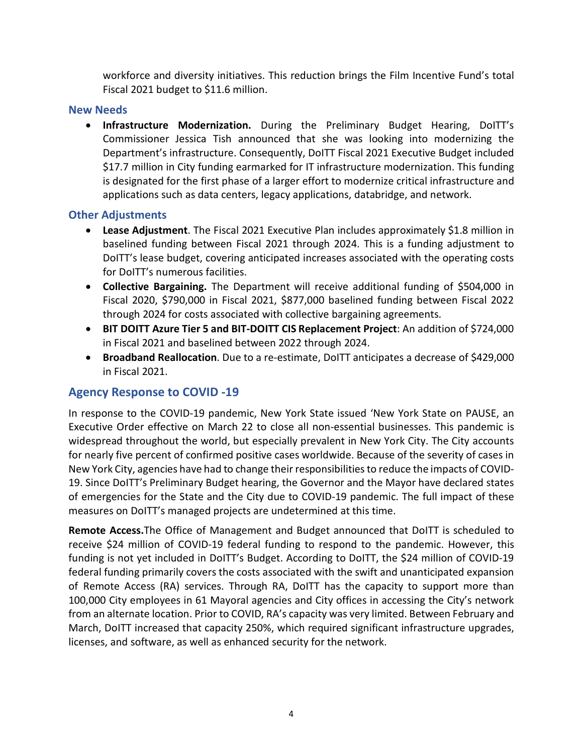workforce and diversity initiatives. This reduction brings the Film Incentive Fund's total Fiscal 2021 budget to $11.6 million.

### New Needs

- **Infrastructure Modernization.** During the Preliminary Budget Hearing, DoITT's Commissioner Jessica Tish announced that she was looking into modernizing the Department's infrastructure. Consequently, DoITT Fiscal 2021 Executive Budget included $17.7 million in City funding earmarked for IT infrastructure modernization. This funding is designated for the first phase of a larger effort to modernize critical infrastructure and applications such as data centers, legacy applications, databridge, and network.

### Other Adjustments

- **Lease Adjustment**. The Fiscal 2021 Executive Plan includes approximately $1.8 million in baselined funding between Fiscal 2021 through 2024. This is a funding adjustment to DoITT's lease budget, covering anticipated increases associated with the operating costs for DoITT's numerous facilities.
- **Collective Bargaining.** The Department will receive additional funding of $504,000 in Fiscal 2020, $790,000 in Fiscal 2021, $877,000 baselined funding between Fiscal 2022 through 2024 for costs associated with collective bargaining agreements.
- **BIT DOITT Azure Tier 5 and BIT-DOITT CIS Replacement Project**: An addition of $724,000 in Fiscal 2021 and baselined between 2022 through 2024.
- **Broadband Reallocation**. Due to a re-estimate, DoITT anticipates a decrease of $429,000 in Fiscal 2021.

## Agency Response to COVID -19

In response to the COVID-19 pandemic, New York State issued 'New York State on PAUSE, an Executive Order effective on March 22 to close all non-essential businesses. This pandemic is widespread throughout the world, but especially prevalent in New York City. The City accounts for nearly five percent of confirmed positive cases worldwide. Because of the severity of cases in New York City, agencies have had to change their responsibilities to reduce the impacts of COVID-19. Since DoITT's Preliminary Budget hearing, the Governor and the Mayor have declared states of emergencies for the State and the City due to COVID-19 pandemic. The full impact of these measures on DoITT's managed projects are undetermined at this time.

**Remote Access.**The Office of Management and Budget announced that DoITT is scheduled to receive $24 million of COVID-19 federal funding to respond to the pandemic. However, this funding is not yet included in DoITT's Budget. According to DoITT, the $24 million of COVID-19 federal funding primarily covers the costs associated with the swift and unanticipated expansion of Remote Access (RA) services. Through RA, DoITT has the capacity to support more than 100,000 City employees in 61 Mayoral agencies and City offices in accessing the City's network from an alternate location. Prior to COVID, RA's capacity was very limited. Between February and March, DoITT increased that capacity 250%, which required significant infrastructure upgrades, licenses, and software, as well as enhanced security for the network.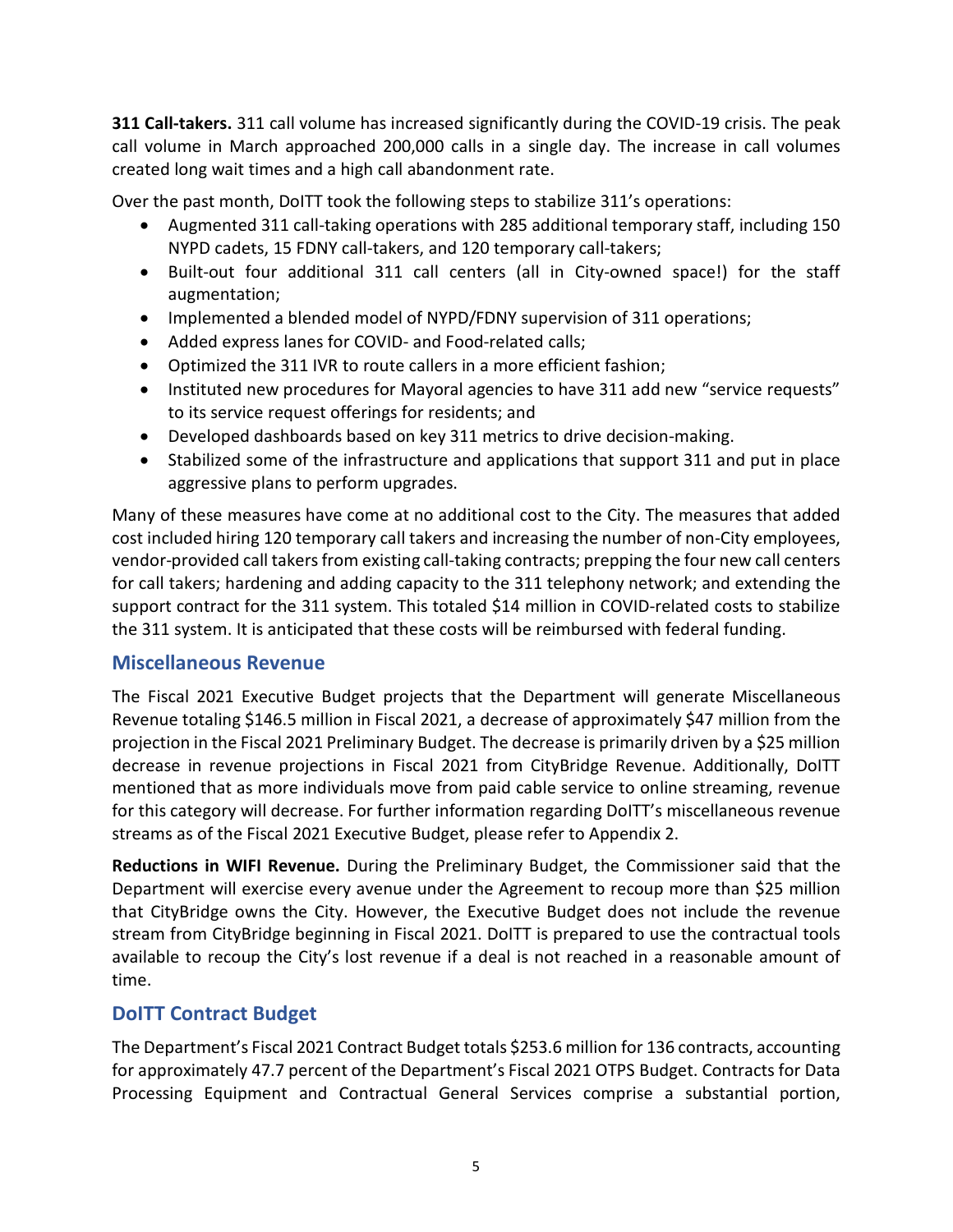**311 Call-takers.** 311 call volume has increased significantly during the COVID-19 crisis. The peak call volume in March approached 200,000 calls in a single day. The increase in call volumes created long wait times and a high call abandonment rate.

Over the past month, DoITT took the following steps to stabilize 311's operations:

- Augmented 311 call-taking operations with 285 additional temporary staff, including 150 NYPD cadets, 15 FDNY call-takers, and 120 temporary call-takers;
- Built-out four additional 311 call centers (all in City-owned space!) for the staff augmentation;
- Implemented a blended model of NYPD/FDNY supervision of 311 operations;
- Added express lanes for COVID- and Food-related calls;
- Optimized the 311 IVR to route callers in a more efficient fashion;
- Instituted new procedures for Mayoral agencies to have 311 add new "service requests" to its service request offerings for residents; and
- Developed dashboards based on key 311 metrics to drive decision-making.
- Stabilized some of the infrastructure and applications that support 311 and put in place aggressive plans to perform upgrades.

Many of these measures have come at no additional cost to the City. The measures that added cost included hiring 120 temporary call takers and increasing the number of non-City employees, vendor-provided call takers from existing call-taking contracts; prepping the four new call centers for call takers; hardening and adding capacity to the 311 telephony network; and extending the support contract for the 311 system. This totaled $14 million in COVID-related costs to stabilize the 311 system. It is anticipated that these costs will be reimbursed with federal funding.

## Miscellaneous Revenue

The Fiscal 2021 Executive Budget projects that the Department will generate Miscellaneous Revenue totaling $146.5 million in Fiscal 2021, a decrease of approximately $47 million from the projection in the Fiscal 2021 Preliminary Budget. The decrease is primarily driven by a $25 million decrease in revenue projections in Fiscal 2021 from CityBridge Revenue. Additionally, DoITT mentioned that as more individuals move from paid cable service to online streaming, revenue for this category will decrease. For further information regarding DoITT's miscellaneous revenue streams as of the Fiscal 2021 Executive Budget, please refer to Appendix 2.

**Reductions in WIFI Revenue.** During the Preliminary Budget, the Commissioner said that the Department will exercise every avenue under the Agreement to recoup more than $25 million that CityBridge owns the City. However, the Executive Budget does not include the revenue stream from CityBridge beginning in Fiscal 2021. DoITT is prepared to use the contractual tools available to recoup the City's lost revenue if a deal is not reached in a reasonable amount of time.

## DoITT Contract Budget

The Department's Fiscal 2021 Contract Budget totals $253.6 million for 136 contracts, accounting for approximately 47.7 percent of the Department's Fiscal 2021 OTPS Budget. Contracts for Data Processing Equipment and Contractual General Services comprise a substantial portion,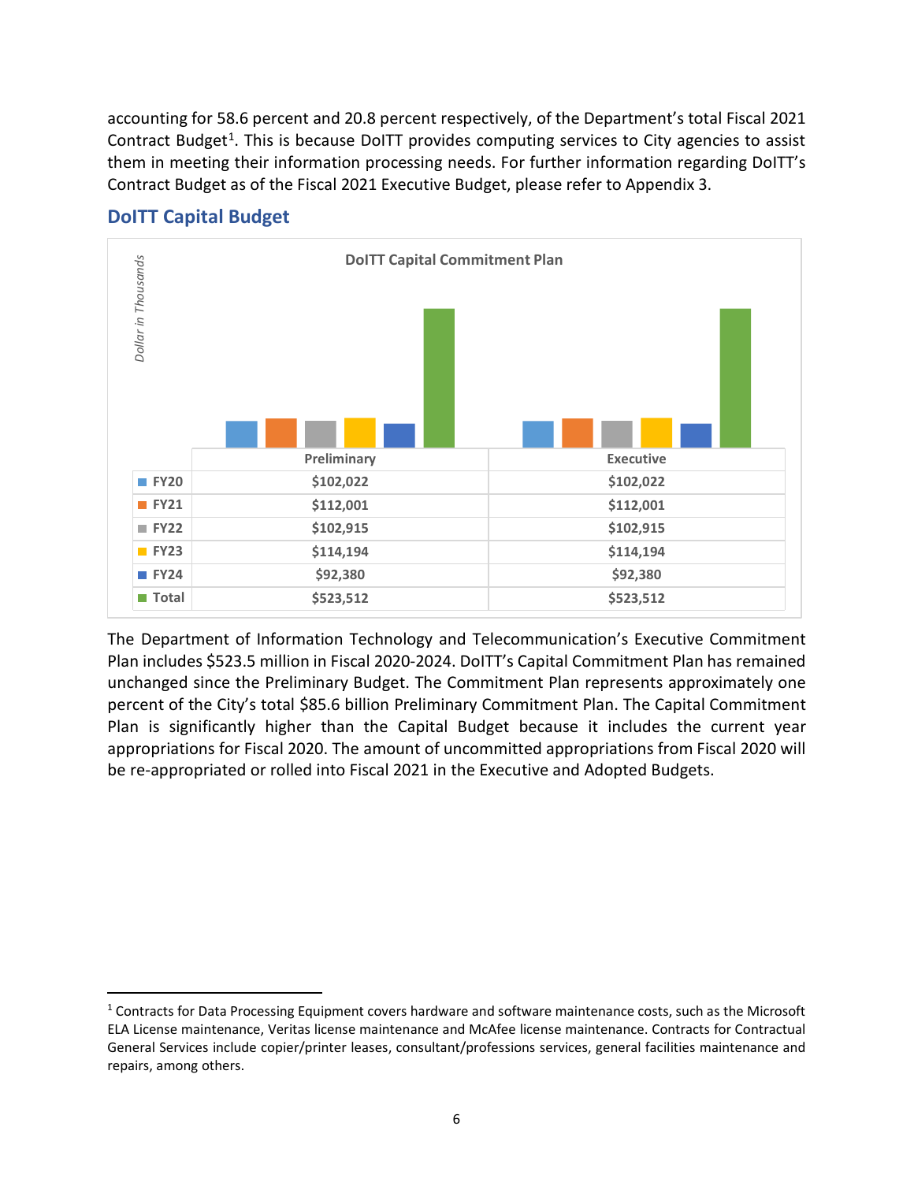accounting for 58.6 percent and 20.8 percent respectively, of the Department's total Fiscal 2021 Contract Budget[1]. This is because DoITT provides computing services to City agencies to assist them in meeting their information processing needs. For further information regarding DoITT's Contract Budget as of the Fiscal 2021 Executive Budget, please refer to Appendix 3.

## DoITT Capital Budget

**DoITT Capital Commitment Plan**

*Dollar in Thousands*

| | Preliminary | Executive |
|---|---|---|
| FY20 | $102,022 | $102,022 |
| FY21 | $112,001 | $112,001 |
| FY22 | $102,915 | $102,915 |
| FY23 | $114,194 | $114,194 |
| FY24 | $92,380 | $92,380 |
| Total | $523,512 | $523,512 |

The Department of Information Technology and Telecommunication's Executive Commitment Plan includes $523.5 million in Fiscal 2020-2024. DoITT's Capital Commitment Plan has remained unchanged since the Preliminary Budget. The Commitment Plan represents approximately one percent of the City's total $85.6 billion Preliminary Commitment Plan. The Capital Commitment Plan is significantly higher than the Capital Budget because it includes the current year appropriations for Fiscal 2020. The amount of uncommitted appropriations from Fiscal 2020 will be re-appropriated or rolled into Fiscal 2021 in the Executive and Adopted Budgets.

[1] Contracts for Data Processing Equipment covers hardware and software maintenance costs, such as the Microsoft ELA License maintenance, Veritas license maintenance and McAfee license maintenance. Contracts for Contractual General Services include copier/printer leases, consultant/professions services, general facilities maintenance and repairs, among others.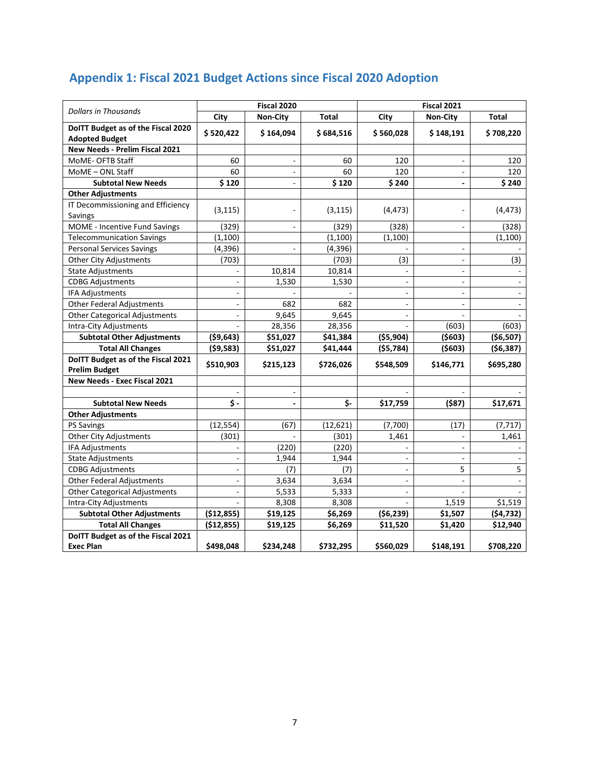## Appendix 1: Fiscal 2021 Budget Actions since Fiscal 2020 Adoption

| *Dollars in Thousands* | Fiscal 2020 | | | Fiscal 2021 | | |
|---|---|---|---|---|---|---|
| | **City** | **Non-City** | **Total** | **City** | **Non-City** | **Total** |
| **DoITT Budget as of the Fiscal 2020 Adopted Budget** | **$ 520,422** | **$ 164,094** | **$ 684,516** | **$ 560,028** | **$ 148,191** | **$ 708,220** |
| **New Needs - Prelim Fiscal 2021** | | | | | | |
| MoME- OFTB Staff | 60 | - | 60 | 120 | - | 120 |
| MoME – ONL Staff | 60 | - | 60 | 120 | - | 120 |
| **Subtotal New Needs** | **$ 120** | - | **$ 120** | **$ 240** | **-** | **$ 240** |
| **Other Adjustments** | | | | | | |
| IT Decommissioning and Efficiency Savings | (3,115) | - | (3,115) | (4,473) | - | (4,473) |
| MOME - Incentive Fund Savings | (329) | - | (329) | (328) | - | (328) |
| Telecommunication Savings | (1,100) | | (1,100) | (1,100) | | (1,100) |
| Personal Services Savings | (4,396) | - | (4,396) | - | - | - |
| Other City Adjustments | (703) | | (703) | (3) | - | (3) |
| State Adjustments | - | 10,814 | 10,814 | - | - | - |
| CDBG Adjustments | - | 1,530 | 1,530 | - | - | - |
| IFA Adjustments | - | - | - | - | - | - |
| Other Federal Adjustments | - | 682 | 682 | - | - | - |
| Other Categorical Adjustments | - | 9,645 | 9,645 | - | - | - |
| Intra-City Adjustments | - | 28,356 | 28,356 | - | (603) | (603) |
| **Subtotal Other Adjustments** | **($9,643)** | **$51,027** | **$41,384** | **($5,904)** | **($603)** | **($6,507)** |
| **Total All Changes** | **($9,583)** | **$51,027** | **$41,444** | **($5,784)** | **($603)** | **($6,387)** |
| **DoITT Budget as of the Fiscal 2021 Prelim Budget** | **$510,903** | **$215,123** | **$726,026** | **$548,509** | **$146,771** | **$695,280** |
| **New Needs - Exec Fiscal 2021** | | | | | | |
| | - | - | | - | - | - |
| **Subtotal New Needs** | **$ -** | **-** | **$-** | **$17,759** | **($87)** | **$17,671** |
| **Other Adjustments** | | | | | | |
| PS Savings | (12,554) | (67) | (12,621) | (7,700) | (17) | (7,717) |
| Other City Adjustments | (301) | | (301) | 1,461 | - | 1,461 |
| IFA Adjustments | - | (220) | (220) | - | - | - |
| State Adjustments | - | 1,944 | 1,944 | - | - | - |
| CDBG Adjustments | - | (7) | (7) | - | 5 | 5 |
| Other Federal Adjustments | - | 3,634 | 3,634 | - | - | - |
| Other Categorical Adjustments | - | 5,533 | 5,333 | - | - | - |
| Intra-City Adjustments | - | 8,308 | 8,308 | - | 1,519 | $1,519 |
| **Subtotal Other Adjustments** | **($12,855)** | **$19,125** | **$6,269** | **($6,239)** | **$1,507** | **($4,732)** |
| **Total All Changes** | **($12,855)** | **$19,125** | **$6,269** | **$11,520** | **$1,420** | **$12,940** |
| **DoITT Budget as of the Fiscal 2021 Exec Plan** | **$498,048** | **$234,248** | **$732,295** | **$560,029** | **$148,191** | **$708,220** |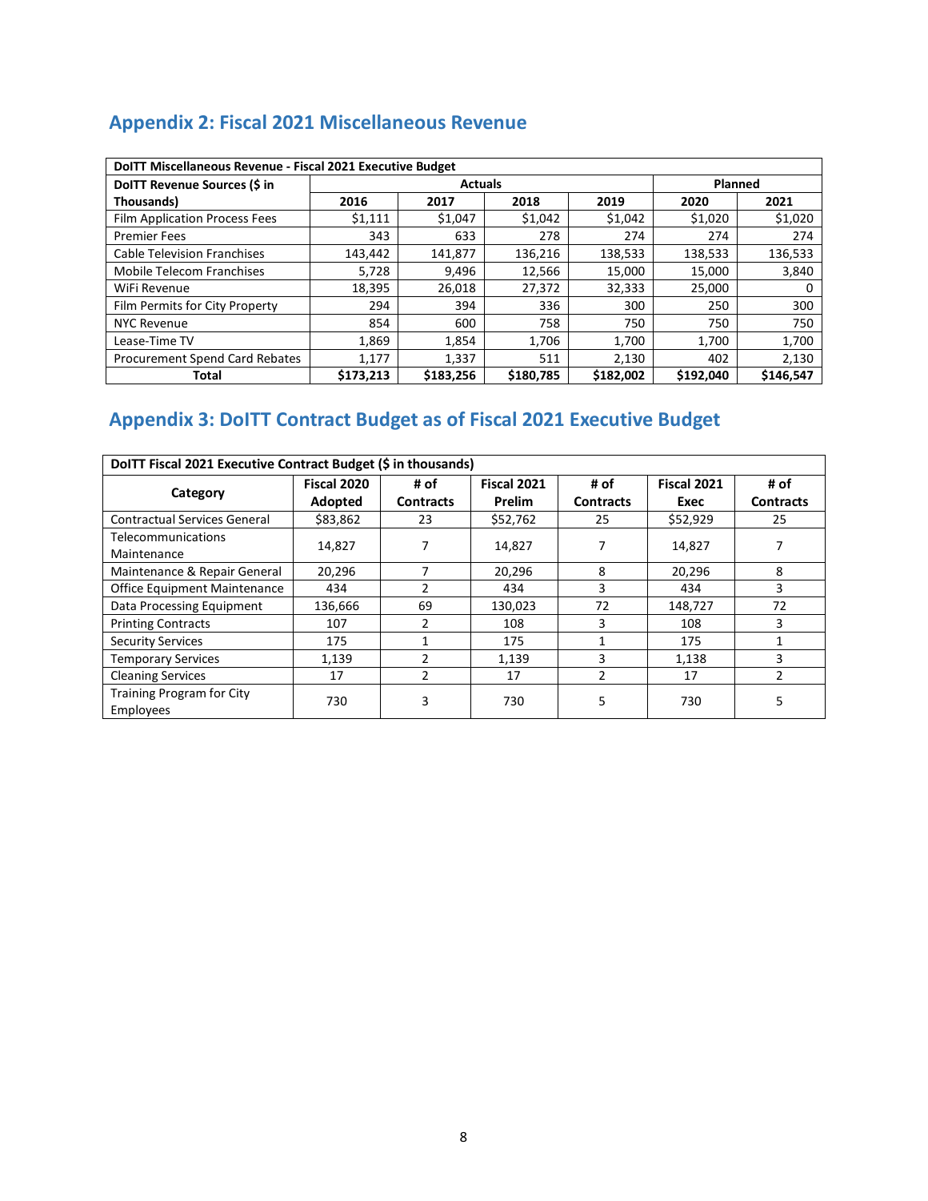## Appendix 2: Fiscal 2021 Miscellaneous Revenue

| DoITT Miscellaneous Revenue - Fiscal 2021 Executive Budget | | | | | | |
|---|---|---|---|---|---|---|
| DoITT Revenue Sources ($ in Thousands) | Actuals | | | | Planned | |
| | 2016 | 2017 | 2018 | 2019 | 2020 | 2021 |
| Film Application Process Fees | $1,111 | $1,047 | $1,042 | $1,042 | $1,020 | $1,020 |
| Premier Fees | 343 | 633 | 278 | 274 | 274 | 274 |
| Cable Television Franchises | 143,442 | 141,877 | 136,216 | 138,533 | 138,533 | 136,533 |
| Mobile Telecom Franchises | 5,728 | 9,496 | 12,566 | 15,000 | 15,000 | 3,840 |
| WiFi Revenue | 18,395 | 26,018 | 27,372 | 32,333 | 25,000 | 0 |
| Film Permits for City Property | 294 | 394 | 336 | 300 | 250 | 300 |
| NYC Revenue | 854 | 600 | 758 | 750 | 750 | 750 |
| Lease-Time TV | 1,869 | 1,854 | 1,706 | 1,700 | 1,700 | 1,700 |
| Procurement Spend Card Rebates | 1,177 | 1,337 | 511 | 2,130 | 402 | 2,130 |
| **Total** | **$173,213** | **$183,256** | **$180,785** | **$182,002** | **$192,040** | **$146,547** |

## Appendix 3: DoITT Contract Budget as of Fiscal 2021 Executive Budget

| DoITT Fiscal 2021 Executive Contract Budget ($ in thousands) | | | | | | |
|---|---|---|---|---|---|---|
| Category | Fiscal 2020 Adopted | # of Contracts | Fiscal 2021 Prelim | # of Contracts | Fiscal 2021 Exec | # of Contracts |
| Contractual Services General | $83,862 | 23 | $52,762 | 25 | $52,929 | 25 |
| Telecommunications Maintenance | 14,827 | 7 | 14,827 | 7 | 14,827 | 7 |
| Maintenance & Repair General | 20,296 | 7 | 20,296 | 8 | 20,296 | 8 |
| Office Equipment Maintenance | 434 | 2 | 434 | 3 | 434 | 3 |
| Data Processing Equipment | 136,666 | 69 | 130,023 | 72 | 148,727 | 72 |
| Printing Contracts | 107 | 2 | 108 | 3 | 108 | 3 |
| Security Services | 175 | 1 | 175 | 1 | 175 | 1 |
| Temporary Services | 1,139 | 2 | 1,139 | 3 | 1,138 | 3 |
| Cleaning Services | 17 | 2 | 17 | 2 | 17 | 2 |
| Training Program for City Employees | 730 | 3 | 730 | 5 | 730 | 5 |